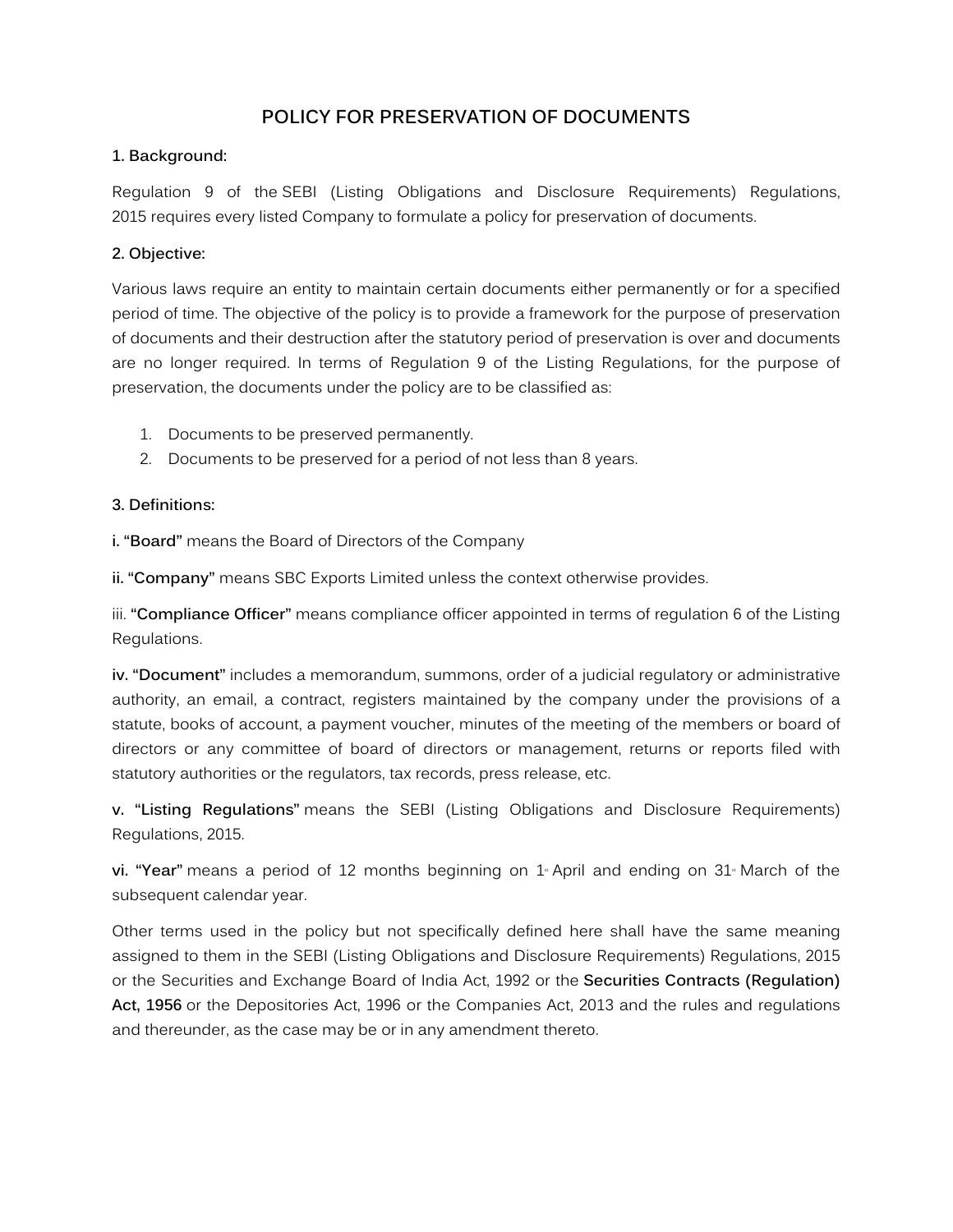# POLICY FOR PRESERVATION OF DOCUMENTS

**1. Background:**

Regulation 9 of the SEBI (Listing Obligations and Disclosure Requirements) Regulations, 2015 requires every listed Company to formulate a policy for preservation of documents.

**2. Objective:**

Various laws require an entity to maintain certain documents either permanently or for a specified period of time. The objective of the policy is to provide a framework for the purpose of preservation of documents and their destruction after the statutory period of preservation is over and documents are no longer required. In terms of Regulation 9 of the Listing Regulations, for the purpose of preservation, the documents under the policy are to be classified as:

1. Documents to be preserved permanently.
2. Documents to be preserved for a period of not less than 8 years.

**3. Definitions:**

**i. "Board"** means the Board of Directors of the Company

**ii. "Company"** means SBC Exports Limited unless the context otherwise provides.

iii. **"Compliance Officer"** means compliance officer appointed in terms of regulation 6 of the Listing Regulations.

**iv. "Document"** includes a memorandum, summons, order of a judicial regulatory or administrative authority, an email, a contract, registers maintained by the company under the provisions of a statute, books of account, a payment voucher, minutes of the meeting of the members or board of directors or any committee of board of directors or management, returns or reports filed with statutory authorities or the regulators, tax records, press release, etc.

**v. "Listing Regulations"** means the SEBI (Listing Obligations and Disclosure Requirements) Regulations, 2015.

**vi. "Year"** means a period of 12 months beginning on 1st April and ending on 31st March of the subsequent calendar year.

Other terms used in the policy but not specifically defined here shall have the same meaning assigned to them in the SEBI (Listing Obligations and Disclosure Requirements) Regulations, 2015 or the Securities and Exchange Board of India Act, 1992 or the **Securities Contracts (Regulation) Act, 1956** or the Depositories Act, 1996 or the Companies Act, 2013 and the rules and regulations and thereunder, as the case may be or in any amendment thereto.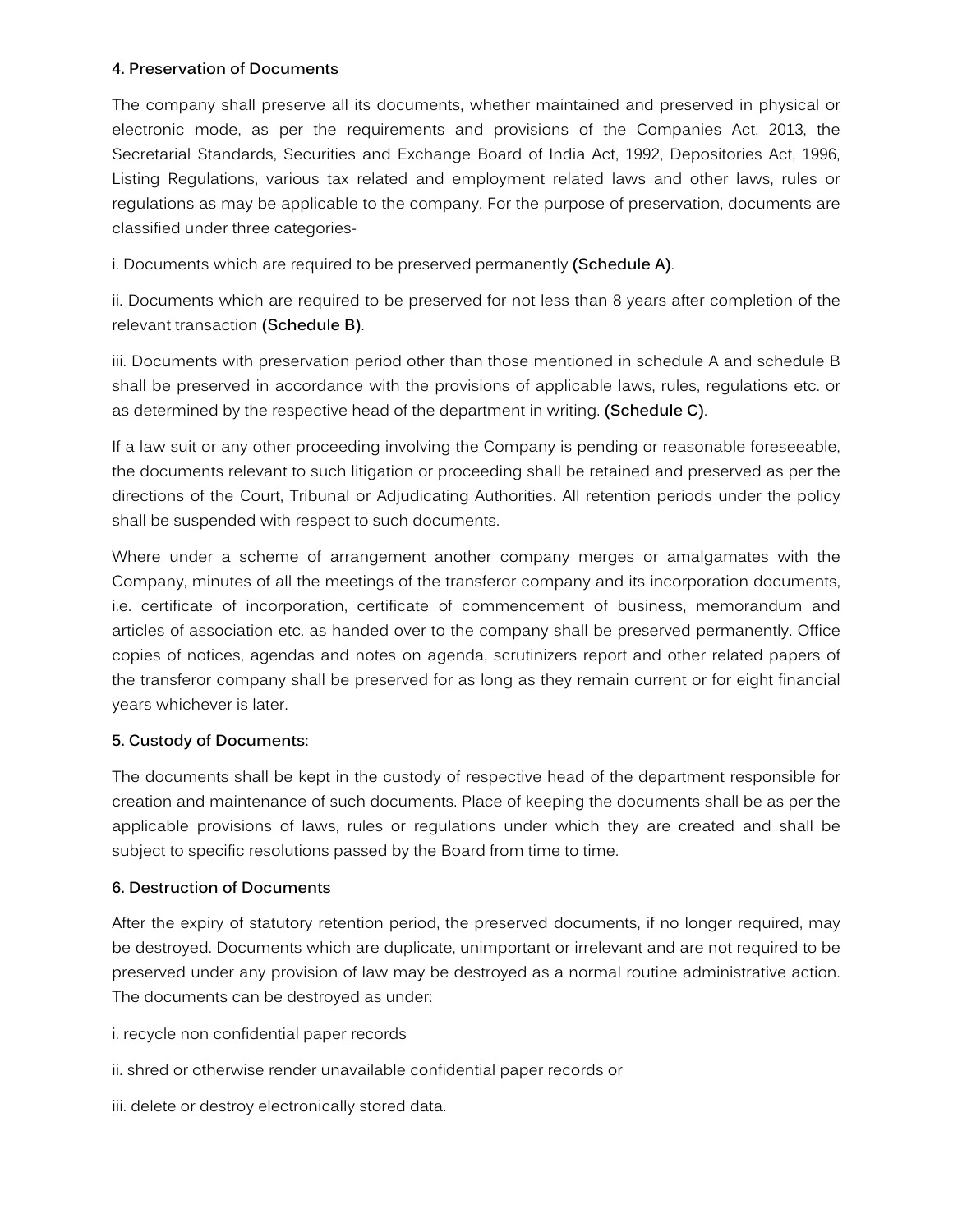#### 4. Preservation of Documents

The company shall preserve all its documents, whether maintained and preserved in physical or electronic mode, as per the requirements and provisions of the Companies Act, 2013, the Secretarial Standards, Securities and Exchange Board of India Act, 1992, Depositories Act, 1996, Listing Regulations, various tax related and employment related laws and other laws, rules or regulations as may be applicable to the company. For the purpose of preservation, documents are classified under three categories-

i. Documents which are required to be preserved permanently **(Schedule A)**.

ii. Documents which are required to be preserved for not less than 8 years after completion of the relevant transaction **(Schedule B)**.

iii. Documents with preservation period other than those mentioned in schedule A and schedule B shall be preserved in accordance with the provisions of applicable laws, rules, regulations etc. or as determined by the respective head of the department in writing. **(Schedule C)**.

If a law suit or any other proceeding involving the Company is pending or reasonable foreseeable, the documents relevant to such litigation or proceeding shall be retained and preserved as per the directions of the Court, Tribunal or Adjudicating Authorities. All retention periods under the policy shall be suspended with respect to such documents.

Where under a scheme of arrangement another company merges or amalgamates with the Company, minutes of all the meetings of the transferor company and its incorporation documents, i.e. certificate of incorporation, certificate of commencement of business, memorandum and articles of association etc. as handed over to the company shall be preserved permanently. Office copies of notices, agendas and notes on agenda, scrutinizers report and other related papers of the transferor company shall be preserved for as long as they remain current or for eight financial years whichever is later.

#### 5. Custody of Documents:

The documents shall be kept in the custody of respective head of the department responsible for creation and maintenance of such documents. Place of keeping the documents shall be as per the applicable provisions of laws, rules or regulations under which they are created and shall be subject to specific resolutions passed by the Board from time to time.

#### 6. Destruction of Documents

After the expiry of statutory retention period, the preserved documents, if no longer required, may be destroyed. Documents which are duplicate, unimportant or irrelevant and are not required to be preserved under any provision of law may be destroyed as a normal routine administrative action. The documents can be destroyed as under:

i. recycle non confidential paper records

ii. shred or otherwise render unavailable confidential paper records or

iii. delete or destroy electronically stored data.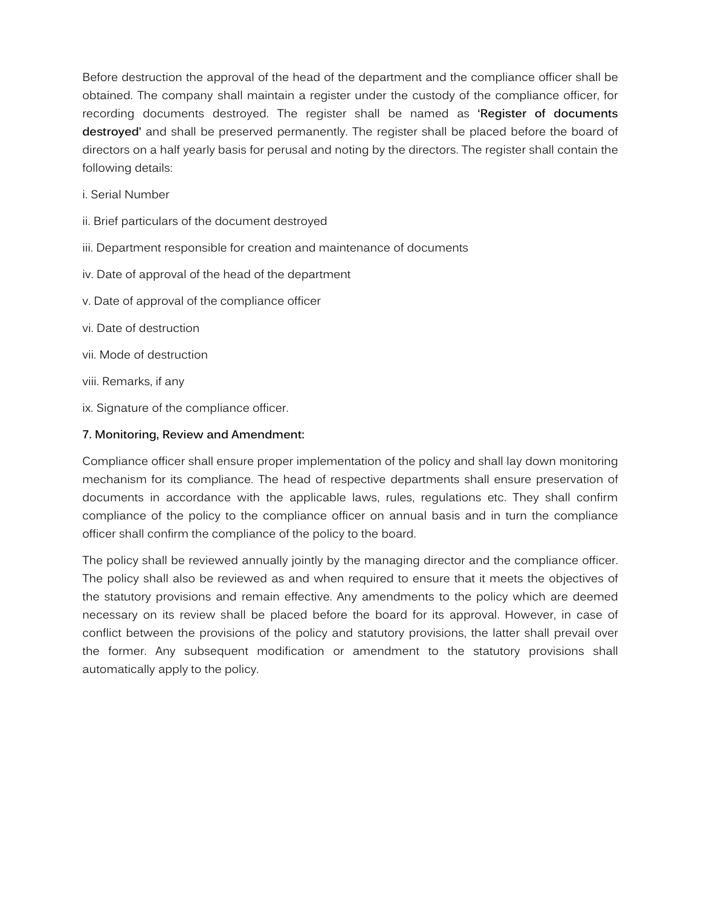Before destruction the approval of the head of the department and the compliance officer shall be obtained. The company shall maintain a register under the custody of the compliance officer, for recording documents destroyed. The register shall be named as **'Register of documents destroyed'** and shall be preserved permanently. The register shall be placed before the board of directors on a half yearly basis for perusal and noting by the directors. The register shall contain the following details:

i. Serial Number

ii. Brief particulars of the document destroyed

iii. Department responsible for creation and maintenance of documents

iv. Date of approval of the head of the department

v. Date of approval of the compliance officer

vi. Date of destruction

vii. Mode of destruction

viii. Remarks, if any

ix. Signature of the compliance officer.

**7. Monitoring, Review and Amendment:**

Compliance officer shall ensure proper implementation of the policy and shall lay down monitoring mechanism for its compliance. The head of respective departments shall ensure preservation of documents in accordance with the applicable laws, rules, regulations etc. They shall confirm compliance of the policy to the compliance officer on annual basis and in turn the compliance officer shall confirm the compliance of the policy to the board.

The policy shall be reviewed annually jointly by the managing director and the compliance officer. The policy shall also be reviewed as and when required to ensure that it meets the objectives of the statutory provisions and remain effective. Any amendments to the policy which are deemed necessary on its review shall be placed before the board for its approval. However, in case of conflict between the provisions of the policy and statutory provisions, the latter shall prevail over the former. Any subsequent modification or amendment to the statutory provisions shall automatically apply to the policy.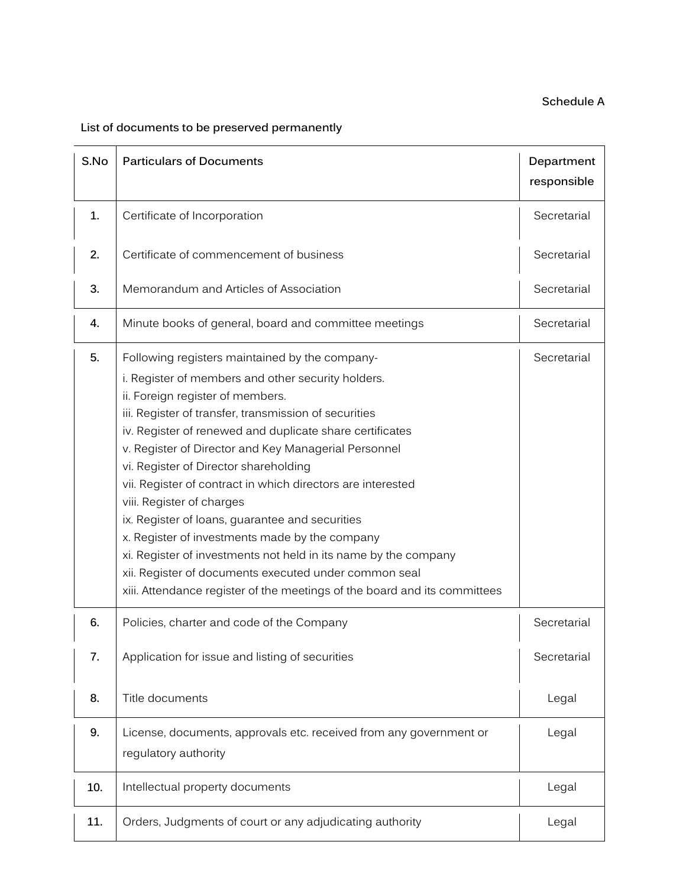**Schedule A**

**List of documents to be preserved permanently**

| S.No | Particulars of Documents | Department responsible |
|---|---|---|
| 1. | Certificate of Incorporation | Secretarial |
| 2. | Certificate of commencement of business | Secretarial |
| 3. | Memorandum and Articles of Association | Secretarial |
| 4. | Minute books of general, board and committee meetings | Secretarial |
| 5. | Following registers maintained by the company-<br>i. Register of members and other security holders.<br>ii. Foreign register of members.<br>iii. Register of transfer, transmission of securities<br>iv. Register of renewed and duplicate share certificates<br>v. Register of Director and Key Managerial Personnel<br>vi. Register of Director shareholding<br>vii. Register of contract in which directors are interested<br>viii. Register of charges<br>ix. Register of loans, guarantee and securities<br>x. Register of investments made by the company<br>xi. Register of investments not held in its name by the company<br>xii. Register of documents executed under common seal<br>xiii. Attendance register of the meetings of the board and its committees | Secretarial |
| 6. | Policies, charter and code of the Company | Secretarial |
| 7. | Application for issue and listing of securities | Secretarial |
| 8. | Title documents | Legal |
| 9. | License, documents, approvals etc. received from any government or regulatory authority | Legal |
| 10. | Intellectual property documents | Legal |
| 11. | Orders, Judgments of court or any adjudicating authority | Legal |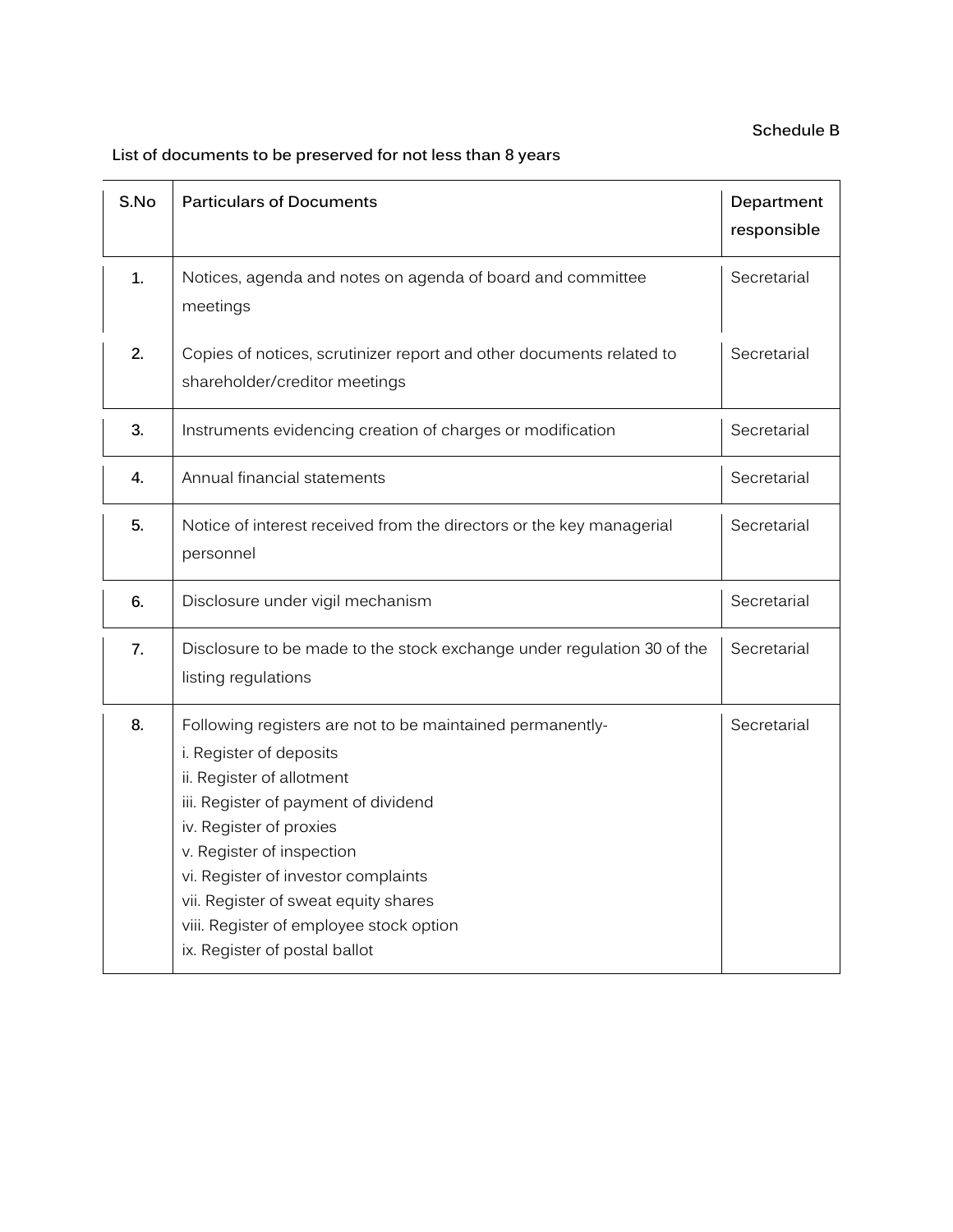Schedule B

**List of documents to be preserved for not less than 8 years**

| S.No | Particulars of Documents | Department responsible |
|---|---|---|
| 1. | Notices, agenda and notes on agenda of board and committee meetings | Secretarial |
| 2. | Copies of notices, scrutinizer report and other documents related to shareholder/creditor meetings | Secretarial |
| 3. | Instruments evidencing creation of charges or modification | Secretarial |
| 4. | Annual financial statements | Secretarial |
| 5. | Notice of interest received from the directors or the key managerial personnel | Secretarial |
| 6. | Disclosure under vigil mechanism | Secretarial |
| 7. | Disclosure to be made to the stock exchange under regulation 30 of the listing regulations | Secretarial |
| 8. | Following registers are not to be maintained permanently-<br>i. Register of deposits<br>ii. Register of allotment<br>iii. Register of payment of dividend<br>iv. Register of proxies<br>v. Register of inspection<br>vi. Register of investor complaints<br>vii. Register of sweat equity shares<br>viii. Register of employee stock option<br>ix. Register of postal ballot | Secretarial |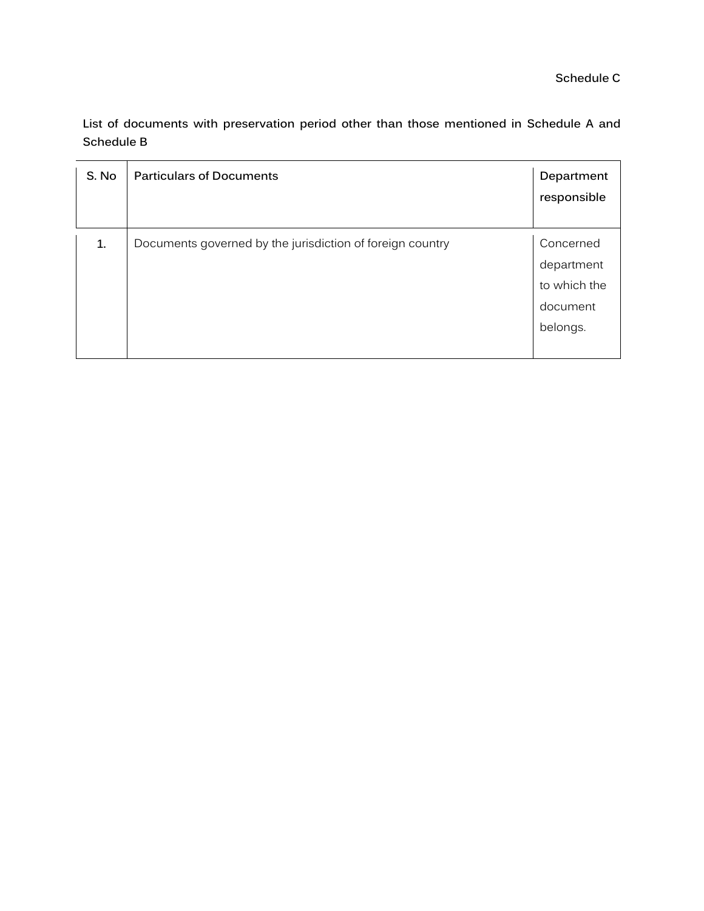**Schedule C**

**List of documents with preservation period other than those mentioned in Schedule A and Schedule B**

| S. No | Particulars of Documents | Department responsible |
|---|---|---|
| 1. | Documents governed by the jurisdiction of foreign country | Concerned department to which the document belongs. |